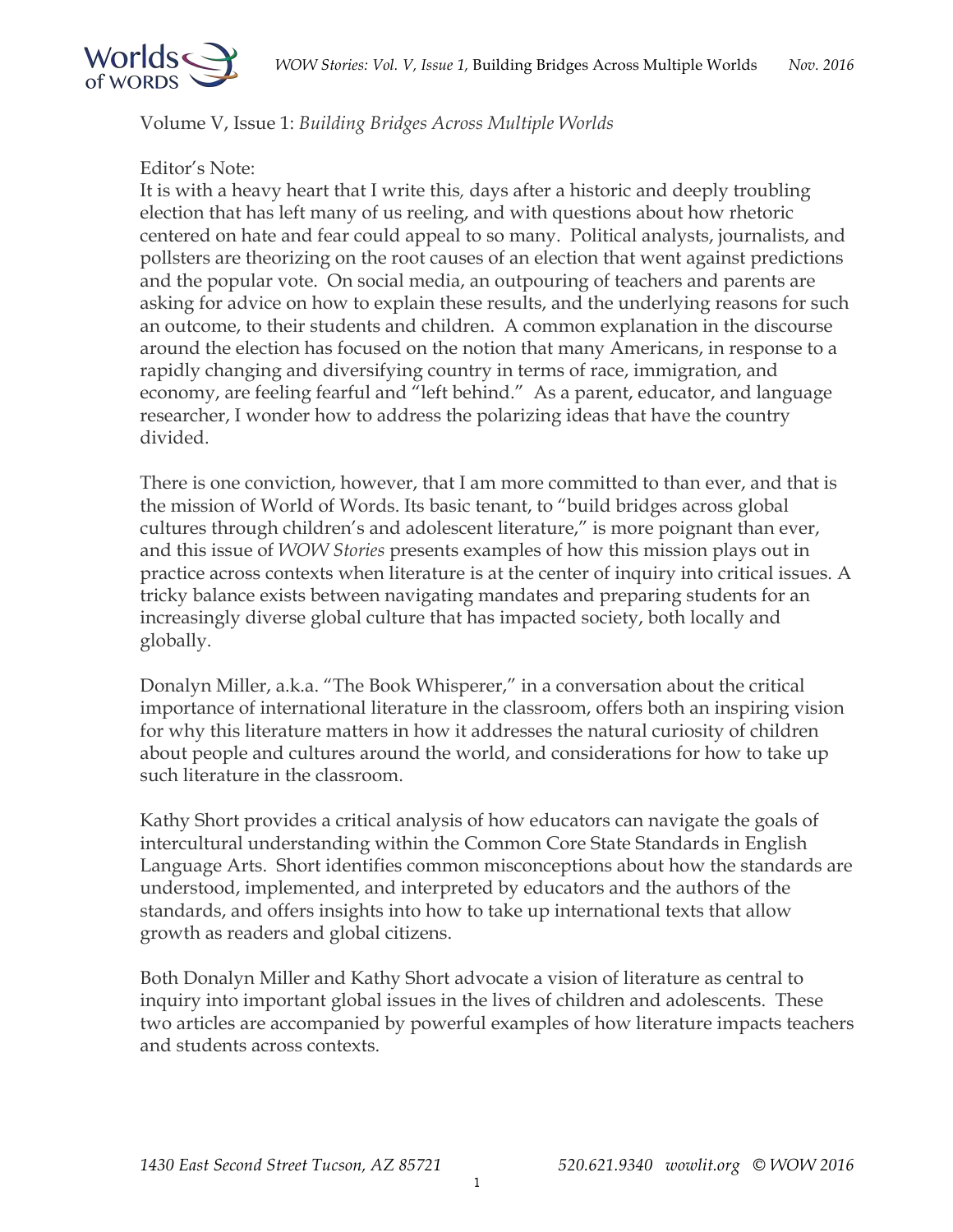Volume V, Issue 1: *Building Bridges Across Multiple Worlds*

Editor's Note:

It is with a heavy heart that I write this, days after a historic and deeply troubling election that has left many of us reeling, and with questions about how rhetoric centered on hate and fear could appeal to so many. Political analysts, journalists, and pollsters are theorizing on the root causes of an election that went against predictions and the popular vote. On social media, an outpouring of teachers and parents are asking for advice on how to explain these results, and the underlying reasons for such an outcome, to their students and children. A common explanation in the discourse around the election has focused on the notion that many Americans, in response to a rapidly changing and diversifying country in terms of race, immigration, and economy, are feeling fearful and "left behind." As a parent, educator, and language researcher, I wonder how to address the polarizing ideas that have the country divided.

There is one conviction, however, that I am more committed to than ever, and that is the mission of World of Words. Its basic tenant, to "build bridges across global cultures through children's and adolescent literature," is more poignant than ever, and this issue of *WOW Stories* presents examples of how this mission plays out in practice across contexts when literature is at the center of inquiry into critical issues. A tricky balance exists between navigating mandates and preparing students for an increasingly diverse global culture that has impacted society, both locally and globally.

Donalyn Miller, a.k.a. "The Book Whisperer," in a conversation about the critical importance of international literature in the classroom, offers both an inspiring vision for why this literature matters in how it addresses the natural curiosity of children about people and cultures around the world, and considerations for how to take up such literature in the classroom.

Kathy Short provides a critical analysis of how educators can navigate the goals of intercultural understanding within the Common Core State Standards in English Language Arts. Short identifies common misconceptions about how the standards are understood, implemented, and interpreted by educators and the authors of the standards, and offers insights into how to take up international texts that allow growth as readers and global citizens.

Both Donalyn Miller and Kathy Short advocate a vision of literature as central to inquiry into important global issues in the lives of children and adolescents. These two articles are accompanied by powerful examples of how literature impacts teachers and students across contexts.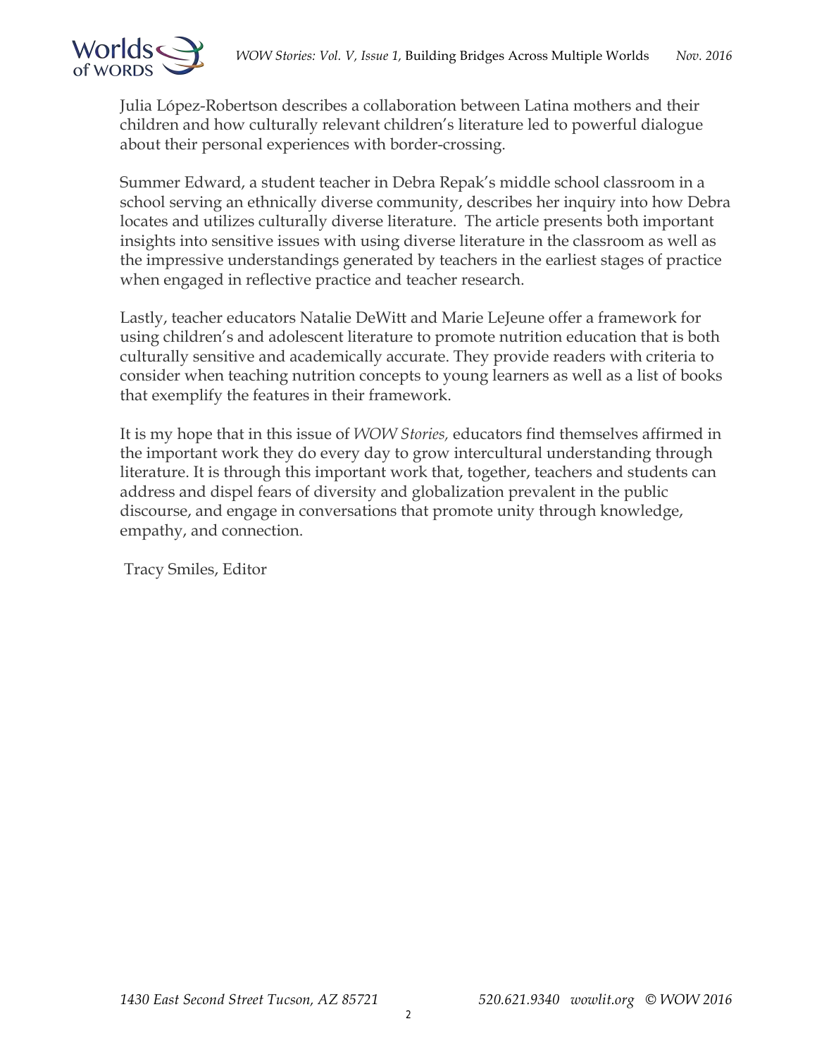Julia López-Robertson describes a collaboration between Latina mothers and their children and how culturally relevant children's literature led to powerful dialogue about their personal experiences with border-crossing.

Summer Edward, a student teacher in Debra Repak's middle school classroom in a school serving an ethnically diverse community, describes her inquiry into how Debra locates and utilizes culturally diverse literature. The article presents both important insights into sensitive issues with using diverse literature in the classroom as well as the impressive understandings generated by teachers in the earliest stages of practice when engaged in reflective practice and teacher research.

Lastly, teacher educators Natalie DeWitt and Marie LeJeune offer a framework for using children's and adolescent literature to promote nutrition education that is both culturally sensitive and academically accurate. They provide readers with criteria to consider when teaching nutrition concepts to young learners as well as a list of books that exemplify the features in their framework.

It is my hope that in this issue of *WOW Stories,* educators find themselves affirmed in the important work they do every day to grow intercultural understanding through literature. It is through this important work that, together, teachers and students can address and dispel fears of diversity and globalization prevalent in the public discourse, and engage in conversations that promote unity through knowledge, empathy, and connection.

Tracy Smiles, Editor